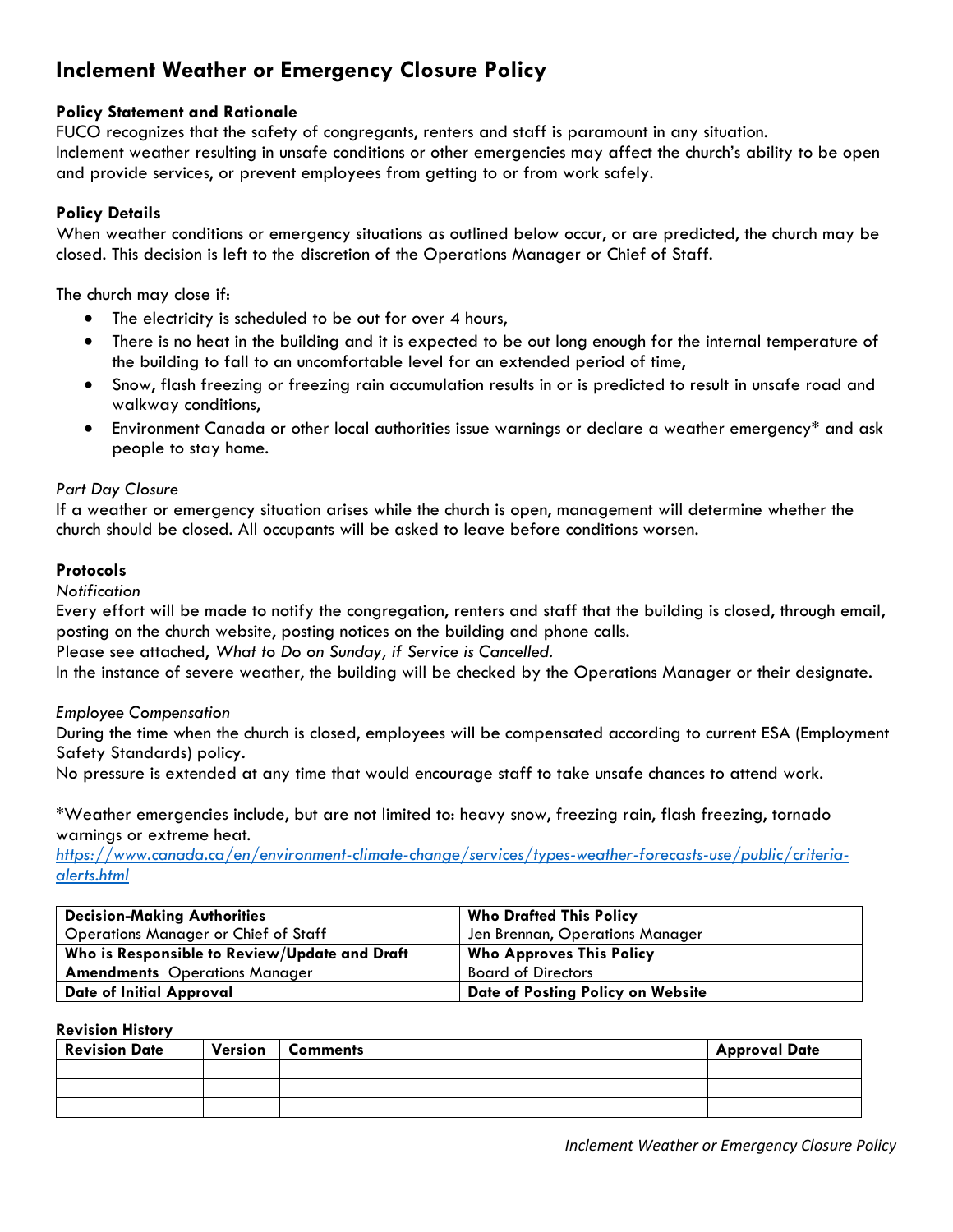# Inclement Weather or Emergency Closure Policy

**Policy Statement and Rationale**

FUCO recognizes that the safety of congregants, renters and staff is paramount in any situation.
Inclement weather resulting in unsafe conditions or other emergencies may affect the church's ability to be open and provide services, or prevent employees from getting to or from work safely.

**Policy Details**

When weather conditions or emergency situations as outlined below occur, or are predicted, the church may be closed. This decision is left to the discretion of the Operations Manager or Chief of Staff.

The church may close if:

- The electricity is scheduled to be out for over 4 hours,
- There is no heat in the building and it is expected to be out long enough for the internal temperature of the building to fall to an uncomfortable level for an extended period of time,
- Snow, flash freezing or freezing rain accumulation results in or is predicted to result in unsafe road and walkway conditions,
- Environment Canada or other local authorities issue warnings or declare a weather emergency* and ask people to stay home.

*Part Day Closure*

If a weather or emergency situation arises while the church is open, management will determine whether the church should be closed. All occupants will be asked to leave before conditions worsen.

**Protocols**

*Notification*

Every effort will be made to notify the congregation, renters and staff that the building is closed, through email, posting on the church website, posting notices on the building and phone calls.
Please see attached, *What to Do on Sunday, if Service is Cancelled.*
In the instance of severe weather, the building will be checked by the Operations Manager or their designate.

*Employee Compensation*

During the time when the church is closed, employees will be compensated according to current ESA (Employment Safety Standards) policy.
No pressure is extended at any time that would encourage staff to take unsafe chances to attend work.

*Weather emergencies include, but are not limited to: heavy snow, freezing rain, flash freezing, tornado warnings or extreme heat.
*https://www.canada.ca/en/environment-climate-change/services/types-weather-forecasts-use/public/criteria-alerts.html*

| **Decision-Making Authorities** Operations Manager or Chief of Staff | **Who Drafted This Policy** Jen Brennan, Operations Manager |
|---|---|
| **Who is Responsible to Review/Update and Draft Amendments** Operations Manager | **Who Approves This Policy** Board of Directors |
| **Date of Initial Approval** | **Date of Posting Policy on Website** |

**Revision History**

| Revision Date | Version | Comments | Approval Date |
|---|---|---|---|
| | | | |
| | | | |
| | | | |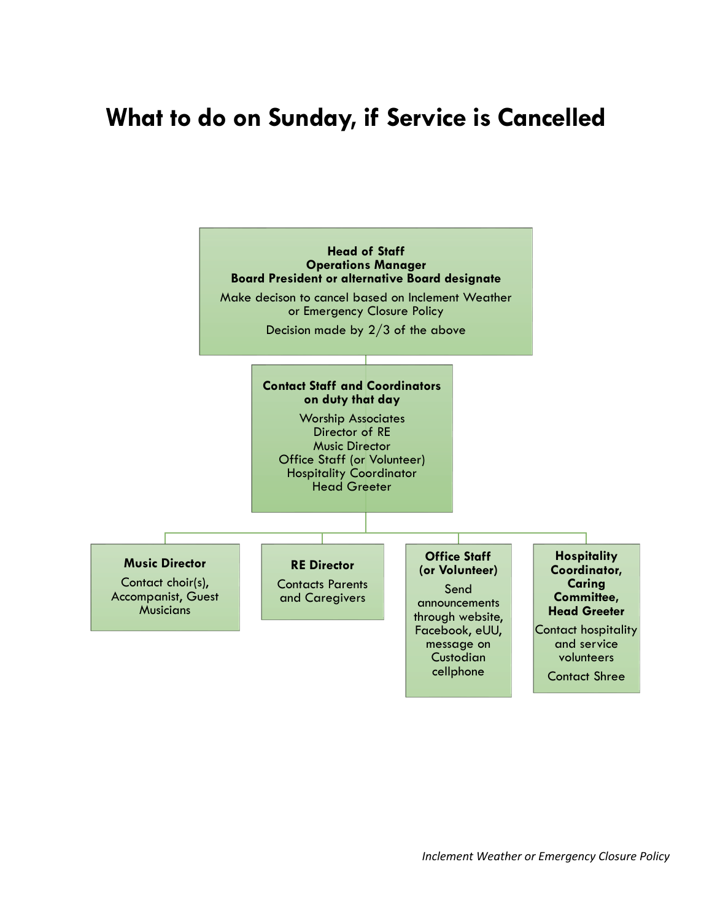# What to do on Sunday, if Service is Cancelled

**Head of Staff**
**Operations Manager**
**Board President or alternative Board designate**

Make decison to cancel based on Inclement Weather or Emergency Closure Policy

Decision made by 2/3 of the above

**Contact Staff and Coordinators on duty that day**

Worship Associates
Director of RE
Music Director
Office Staff (or Volunteer)
Hospitality Coordinator
Head Greeter

**Music Director**

Contact choir(s), Accompanist, Guest Musicians

**RE Director**

Contacts Parents and Caregivers

**Office Staff (or Volunteer)**

Send announcements through website, Facebook, eUU, message on Custodian cellphone

**Hospitality Coordinator, Caring Committee, Head Greeter**

Contact hospitality and service volunteers

Contact Shree